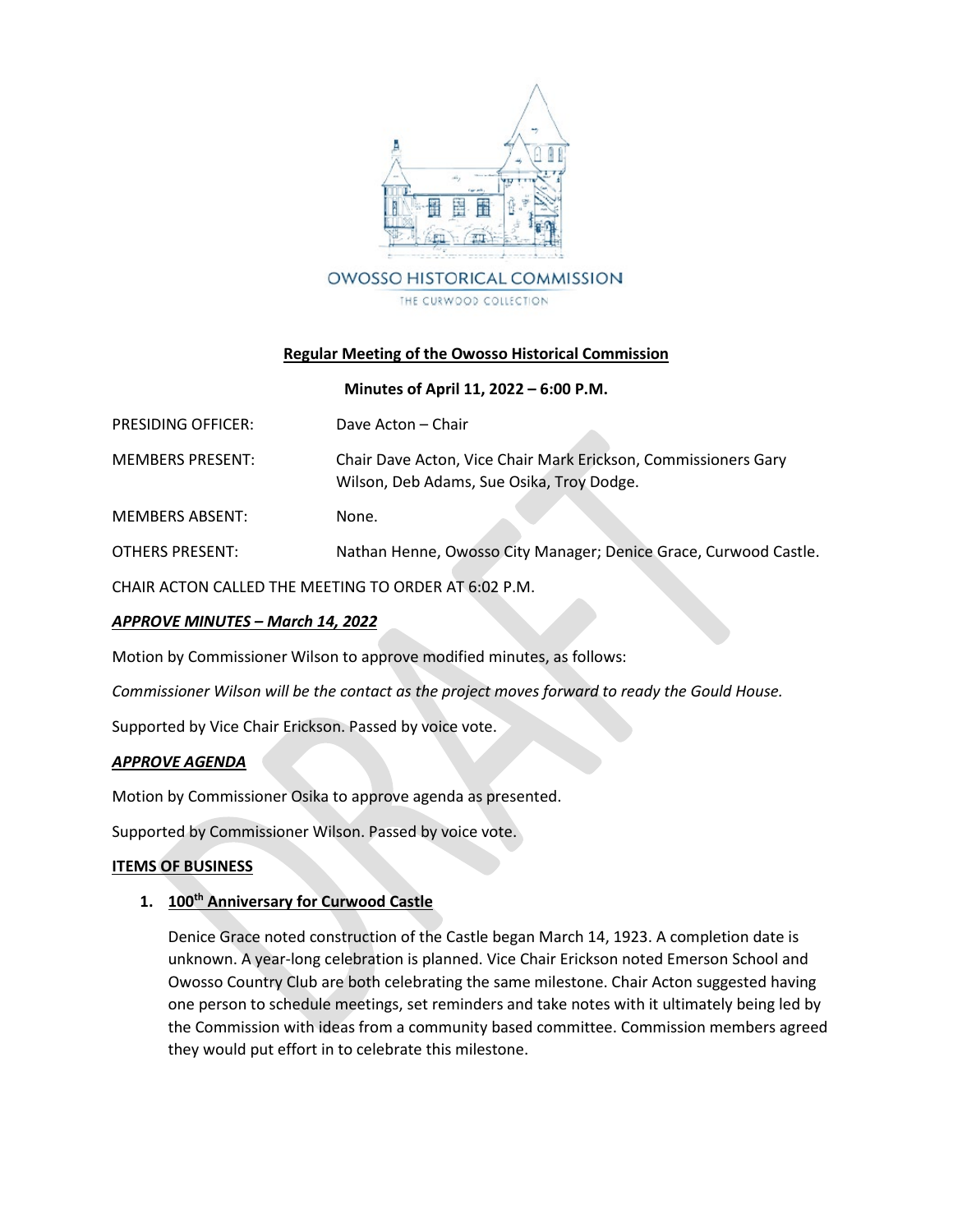OWOSSO HISTORICAL COMMISSION

THE CURWOOD COLLECTION

## Regular Meeting of the Owosso Historical Commission

**Minutes of April 11, 2022 – 6:00 P.M.**

PRESIDING OFFICER: Dave Acton – Chair

MEMBERS PRESENT: Chair Dave Acton, Vice Chair Mark Erickson, Commissioners Gary Wilson, Deb Adams, Sue Osika, Troy Dodge.

MEMBERS ABSENT: None.

OTHERS PRESENT: Nathan Henne, Owosso City Manager; Denice Grace, Curwood Castle.

CHAIR ACTON CALLED THE MEETING TO ORDER AT 6:02 P.M.

***APPROVE MINUTES – March 14, 2022***

Motion by Commissioner Wilson to approve modified minutes, as follows:

*Commissioner Wilson will be the contact as the project moves forward to ready the Gould House.*

Supported by Vice Chair Erickson. Passed by voice vote.

***APPROVE AGENDA***

Motion by Commissioner Osika to approve agenda as presented.

Supported by Commissioner Wilson. Passed by voice vote.

**ITEMS OF BUSINESS**

1. **100th Anniversary for Curwood Castle**

   Denice Grace noted construction of the Castle began March 14, 1923. A completion date is unknown. A year-long celebration is planned. Vice Chair Erickson noted Emerson School and Owosso Country Club are both celebrating the same milestone. Chair Acton suggested having one person to schedule meetings, set reminders and take notes with it ultimately being led by the Commission with ideas from a community based committee. Commission members agreed they would put effort in to celebrate this milestone.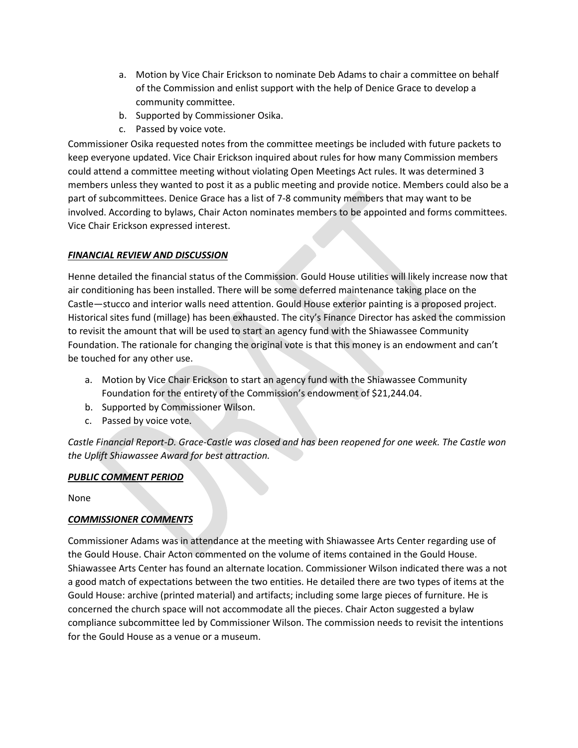a. Motion by Vice Chair Erickson to nominate Deb Adams to chair a committee on behalf of the Commission and enlist support with the help of Denice Grace to develop a community committee.
b. Supported by Commissioner Osika.
c. Passed by voice vote.

Commissioner Osika requested notes from the committee meetings be included with future packets to keep everyone updated. Vice Chair Erickson inquired about rules for how many Commission members could attend a committee meeting without violating Open Meetings Act rules. It was determined 3 members unless they wanted to post it as a public meeting and provide notice. Members could also be a part of subcommittees. Denice Grace has a list of 7-8 community members that may want to be involved. According to bylaws, Chair Acton nominates members to be appointed and forms committees. Vice Chair Erickson expressed interest.

***FINANCIAL REVIEW AND DISCUSSION***

Henne detailed the financial status of the Commission. Gould House utilities will likely increase now that air conditioning has been installed. There will be some deferred maintenance taking place on the Castle—stucco and interior walls need attention. Gould House exterior painting is a proposed project. Historical sites fund (millage) has been exhausted. The city's Finance Director has asked the commission to revisit the amount that will be used to start an agency fund with the Shiawassee Community Foundation. The rationale for changing the original vote is that this money is an endowment and can't be touched for any other use.

a. Motion by Vice Chair Erickson to start an agency fund with the Shiawassee Community Foundation for the entirety of the Commission's endowment of $21,244.04.
b. Supported by Commissioner Wilson.
c. Passed by voice vote.

*Castle Financial Report-D. Grace-Castle was closed and has been reopened for one week. The Castle won the Uplift Shiawassee Award for best attraction.*

***PUBLIC COMMENT PERIOD***

None

***COMMISSIONER COMMENTS***

Commissioner Adams was in attendance at the meeting with Shiawassee Arts Center regarding use of the Gould House. Chair Acton commented on the volume of items contained in the Gould House. Shiawassee Arts Center has found an alternate location. Commissioner Wilson indicated there was a not a good match of expectations between the two entities. He detailed there are two types of items at the Gould House: archive (printed material) and artifacts; including some large pieces of furniture. He is concerned the church space will not accommodate all the pieces. Chair Acton suggested a bylaw compliance subcommittee led by Commissioner Wilson. The commission needs to revisit the intentions for the Gould House as a venue or a museum.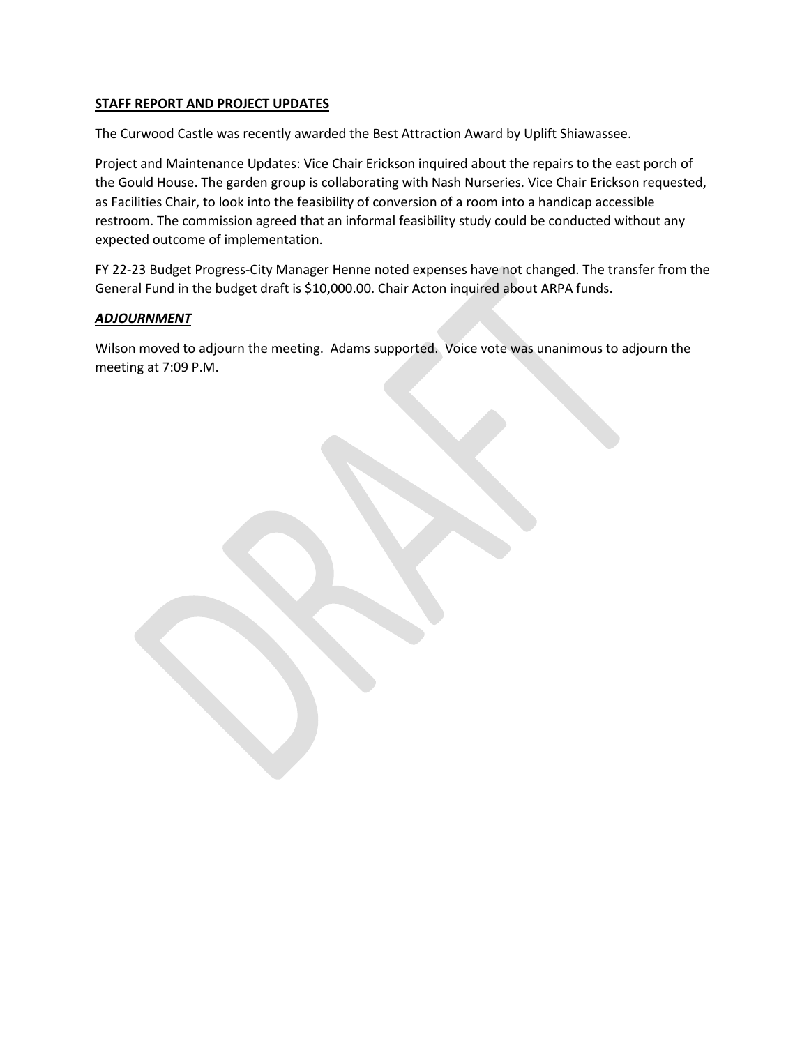**STAFF REPORT AND PROJECT UPDATES**

The Curwood Castle was recently awarded the Best Attraction Award by Uplift Shiawassee.

Project and Maintenance Updates: Vice Chair Erickson inquired about the repairs to the east porch of the Gould House. The garden group is collaborating with Nash Nurseries. Vice Chair Erickson requested, as Facilities Chair, to look into the feasibility of conversion of a room into a handicap accessible restroom. The commission agreed that an informal feasibility study could be conducted without any expected outcome of implementation.

FY 22-23 Budget Progress-City Manager Henne noted expenses have not changed. The transfer from the General Fund in the budget draft is $10,000.00. Chair Acton inquired about ARPA funds.

***ADJOURNMENT***

Wilson moved to adjourn the meeting. Adams supported. Voice vote was unanimous to adjourn the meeting at 7:09 P.M.